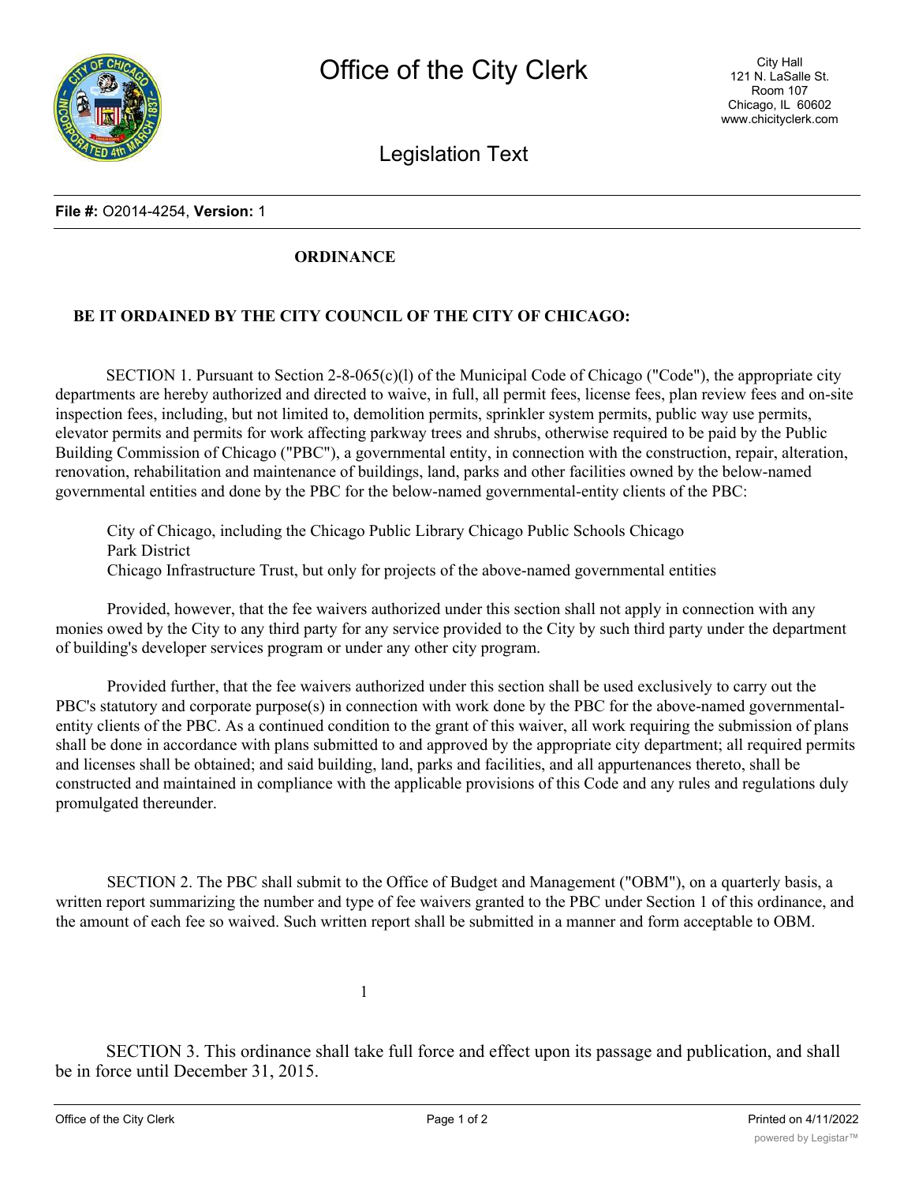# Office of the City Clerk

City Hall
121 N. LaSalle St.
Room 107
Chicago, IL 60602
www.chicityclerk.com

## Legislation Text

**File #:** O2014-4254, **Version:** 1

**ORDINANCE**

**BE IT ORDAINED BY THE CITY COUNCIL OF THE CITY OF CHICAGO:**

SECTION 1. Pursuant to Section 2-8-065(c)(l) of the Municipal Code of Chicago ("Code"), the appropriate city departments are hereby authorized and directed to waive, in full, all permit fees, license fees, plan review fees and on-site inspection fees, including, but not limited to, demolition permits, sprinkler system permits, public way use permits, elevator permits and permits for work affecting parkway trees and shrubs, otherwise required to be paid by the Public Building Commission of Chicago ("PBC"), a governmental entity, in connection with the construction, repair, alteration, renovation, rehabilitation and maintenance of buildings, land, parks and other facilities owned by the below-named governmental entities and done by the PBC for the below-named governmental-entity clients of the PBC:

City of Chicago, including the Chicago Public Library Chicago Public Schools Chicago
Park District
Chicago Infrastructure Trust, but only for projects of the above-named governmental entities

Provided, however, that the fee waivers authorized under this section shall not apply in connection with any monies owed by the City to any third party for any service provided to the City by such third party under the department of building's developer services program or under any other city program.

Provided further, that the fee waivers authorized under this section shall be used exclusively to carry out the PBC's statutory and corporate purpose(s) in connection with work done by the PBC for the above-named governmental-entity clients of the PBC. As a continued condition to the grant of this waiver, all work requiring the submission of plans shall be done in accordance with plans submitted to and approved by the appropriate city department; all required permits and licenses shall be obtained; and said building, land, parks and facilities, and all appurtenances thereto, shall be constructed and maintained in compliance with the applicable provisions of this Code and any rules and regulations duly promulgated thereunder.

SECTION 2. The PBC shall submit to the Office of Budget and Management ("OBM"), on a quarterly basis, a written report summarizing the number and type of fee waivers granted to the PBC under Section 1 of this ordinance, and the amount of each fee so waived. Such written report shall be submitted in a manner and form acceptable to OBM.

SECTION 3. This ordinance shall take full force and effect upon its passage and publication, and shall be in force until December 31, 2015.